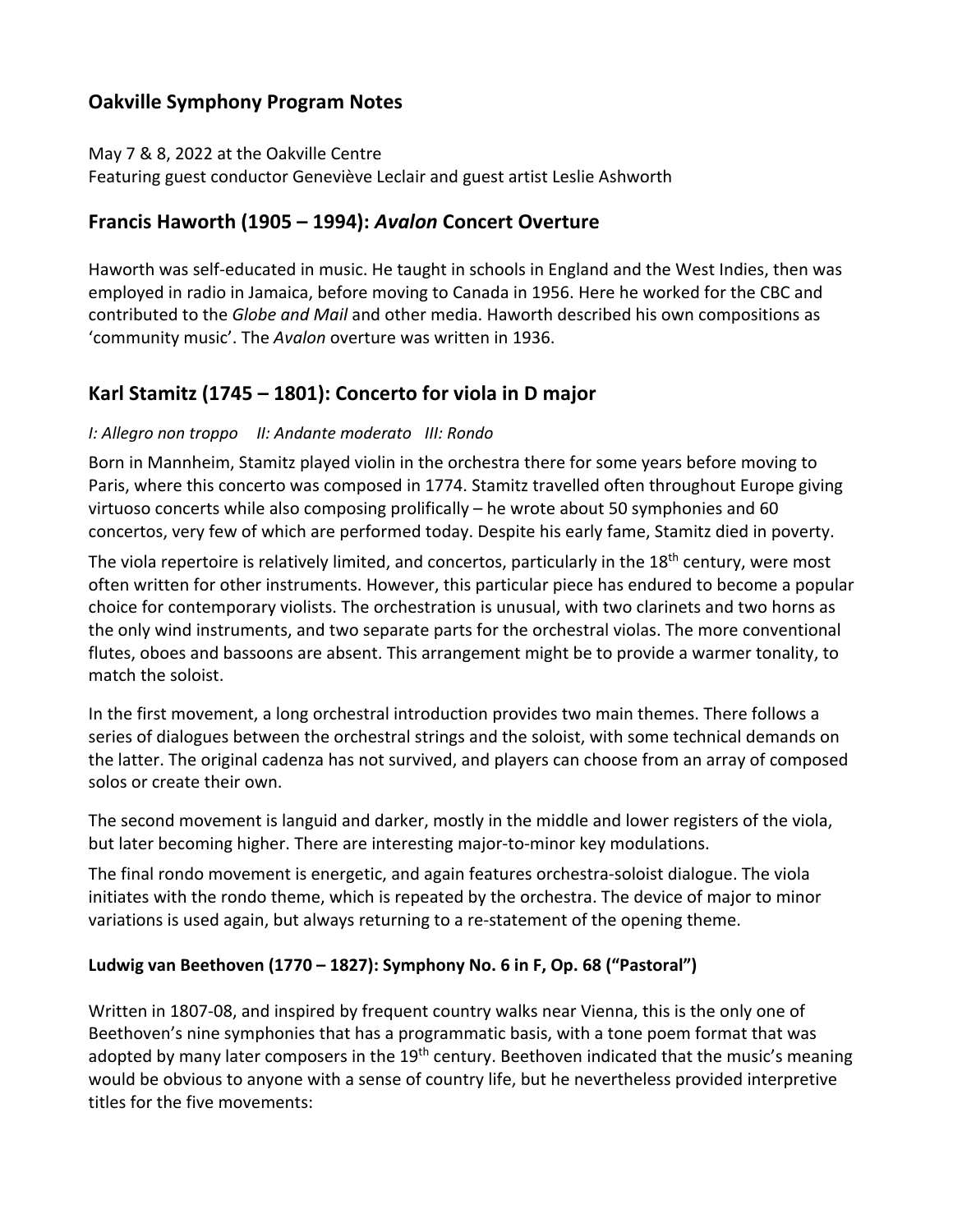## Oakville Symphony Program Notes

May 7 & 8, 2022 at the Oakville Centre
Featuring guest conductor Geneviève Leclair and guest artist Leslie Ashworth

## Francis Haworth (1905 – 1994): *Avalon* Concert Overture

Haworth was self-educated in music. He taught in schools in England and the West Indies, then was employed in radio in Jamaica, before moving to Canada in 1956. Here he worked for the CBC and contributed to the *Globe and Mail* and other media. Haworth described his own compositions as 'community music'. The *Avalon* overture was written in 1936.

## Karl Stamitz (1745 – 1801): Concerto for viola in D major

*I: Allegro non troppo II: Andante moderato III: Rondo*

Born in Mannheim, Stamitz played violin in the orchestra there for some years before moving to Paris, where this concerto was composed in 1774. Stamitz travelled often throughout Europe giving virtuoso concerts while also composing prolifically – he wrote about 50 symphonies and 60 concertos, very few of which are performed today. Despite his early fame, Stamitz died in poverty.

The viola repertoire is relatively limited, and concertos, particularly in the 18th century, were most often written for other instruments. However, this particular piece has endured to become a popular choice for contemporary violists. The orchestration is unusual, with two clarinets and two horns as the only wind instruments, and two separate parts for the orchestral violas. The more conventional flutes, oboes and bassoons are absent. This arrangement might be to provide a warmer tonality, to match the soloist.

In the first movement, a long orchestral introduction provides two main themes. There follows a series of dialogues between the orchestral strings and the soloist, with some technical demands on the latter. The original cadenza has not survived, and players can choose from an array of composed solos or create their own.

The second movement is languid and darker, mostly in the middle and lower registers of the viola, but later becoming higher. There are interesting major-to-minor key modulations.

The final rondo movement is energetic, and again features orchestra-soloist dialogue. The viola initiates with the rondo theme, which is repeated by the orchestra. The device of major to minor variations is used again, but always returning to a re-statement of the opening theme.

### Ludwig van Beethoven (1770 – 1827): Symphony No. 6 in F, Op. 68 ("Pastoral")

Written in 1807-08, and inspired by frequent country walks near Vienna, this is the only one of Beethoven's nine symphonies that has a programmatic basis, with a tone poem format that was adopted by many later composers in the 19th century. Beethoven indicated that the music's meaning would be obvious to anyone with a sense of country life, but he nevertheless provided interpretive titles for the five movements: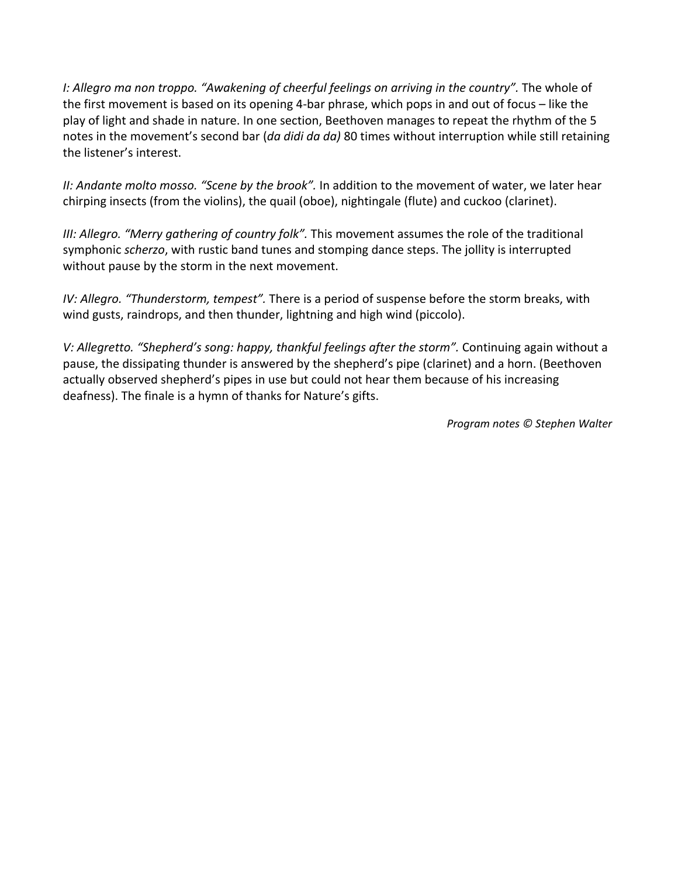*I: Allegro ma non troppo. "Awakening of cheerful feelings on arriving in the country".* The whole of the first movement is based on its opening 4-bar phrase, which pops in and out of focus – like the play of light and shade in nature. In one section, Beethoven manages to repeat the rhythm of the 5 notes in the movement's second bar (*da didi da da)* 80 times without interruption while still retaining the listener's interest.

*II: Andante molto mosso. "Scene by the brook".* In addition to the movement of water, we later hear chirping insects (from the violins), the quail (oboe), nightingale (flute) and cuckoo (clarinet).

*III: Allegro. "Merry gathering of country folk".* This movement assumes the role of the traditional symphonic *scherzo*, with rustic band tunes and stomping dance steps. The jollity is interrupted without pause by the storm in the next movement.

*IV: Allegro. "Thunderstorm, tempest".* There is a period of suspense before the storm breaks, with wind gusts, raindrops, and then thunder, lightning and high wind (piccolo).

*V: Allegretto. "Shepherd's song: happy, thankful feelings after the storm".* Continuing again without a pause, the dissipating thunder is answered by the shepherd's pipe (clarinet) and a horn. (Beethoven actually observed shepherd's pipes in use but could not hear them because of his increasing deafness). The finale is a hymn of thanks for Nature's gifts.

*Program notes © Stephen Walter*